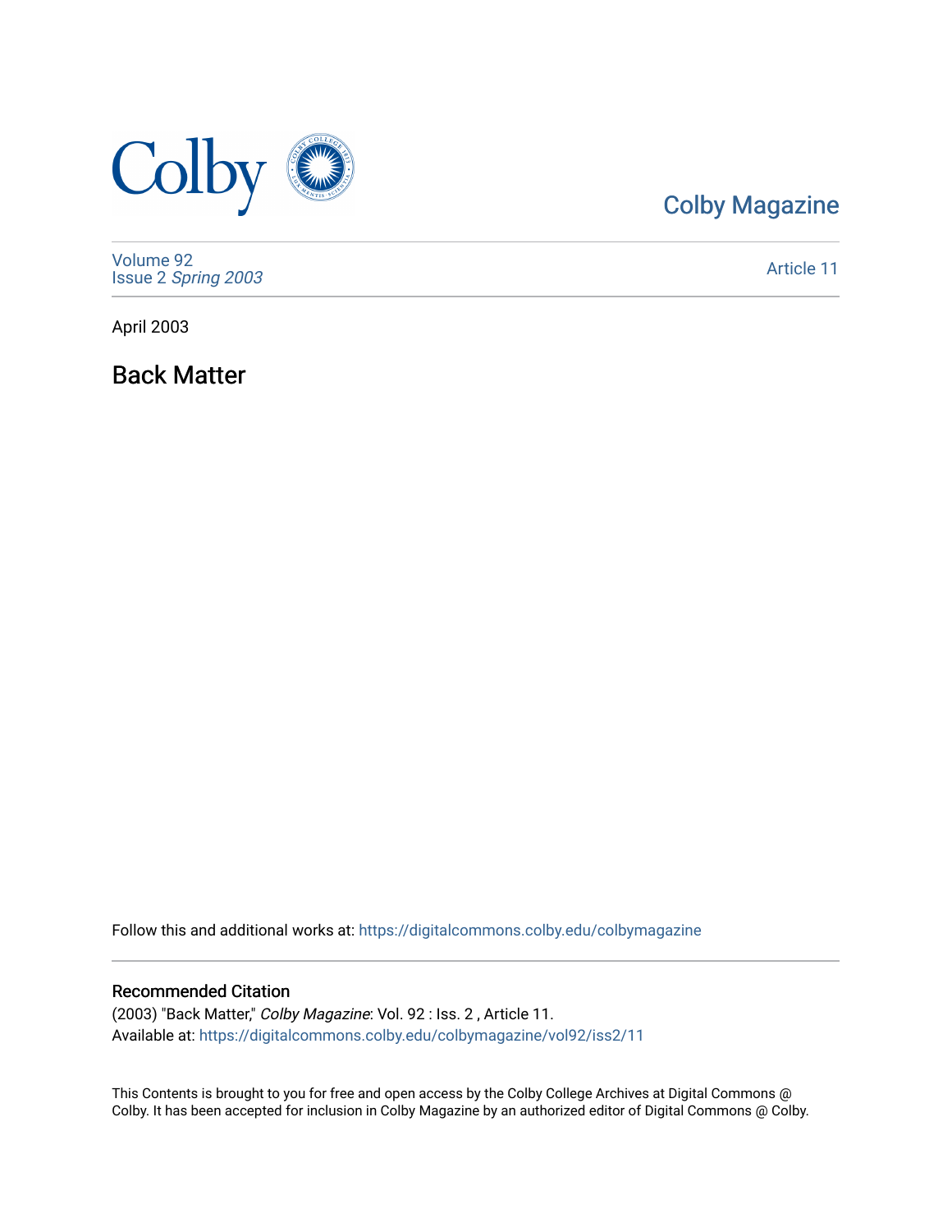Colby Magazine

Volume 92
Issue 2 *Spring 2003*

Article 11

April 2003

# Back Matter

Follow this and additional works at: https://digitalcommons.colby.edu/colbymagazine

## Recommended Citation

(2003) "Back Matter," *Colby Magazine*: Vol. 92 : Iss. 2 , Article 11.
Available at: https://digitalcommons.colby.edu/colbymagazine/vol92/iss2/11

This Contents is brought to you for free and open access by the Colby College Archives at Digital Commons @ Colby. It has been accepted for inclusion in Colby Magazine by an authorized editor of Digital Commons @ Colby.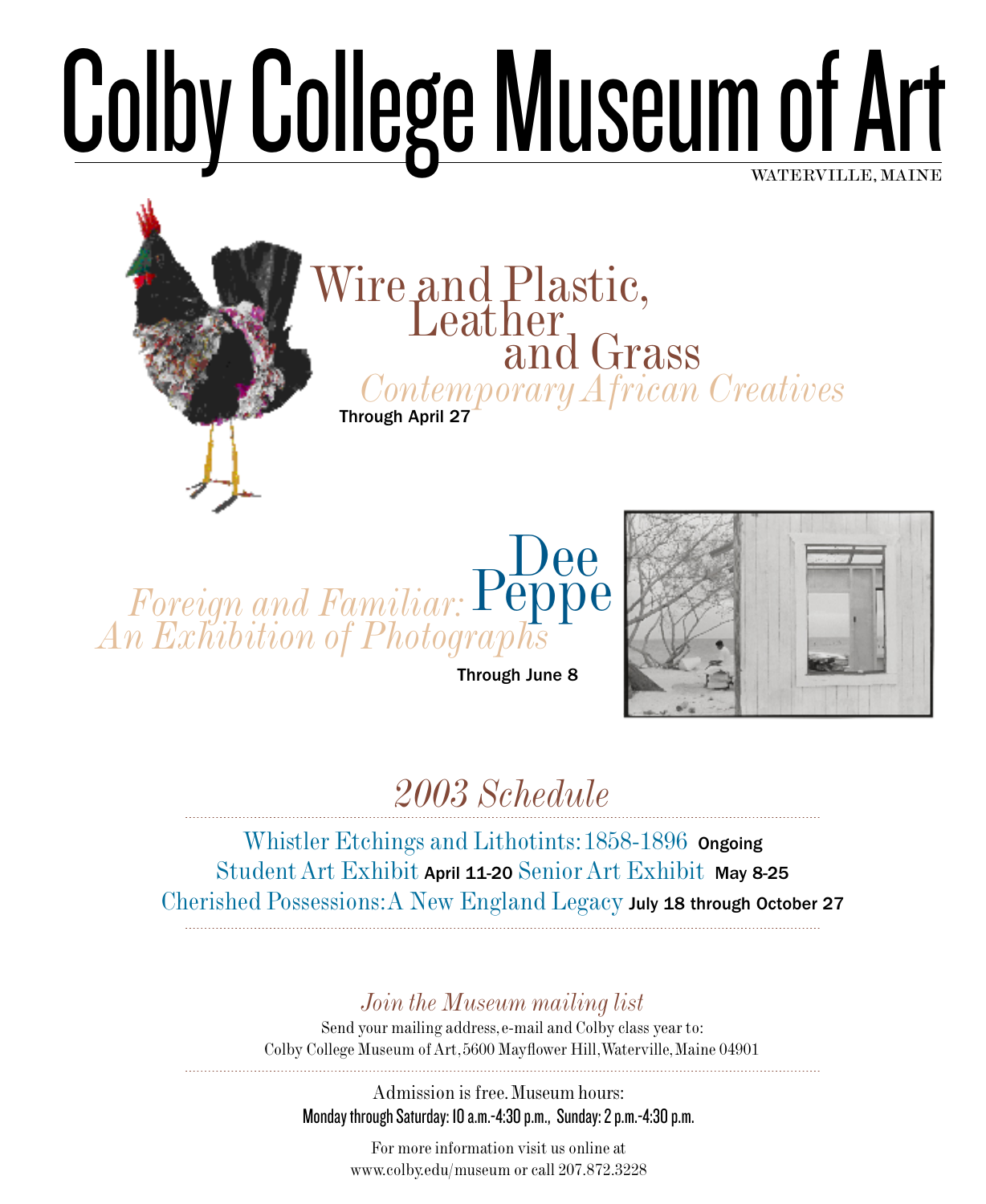# Colby College Museum of Art

WATERVILLE, MAINE

## Wire and Plastic, Leather and Grass

*Contemporary African Creatives*

**Through April 27**

## Dee Peppe

*Foreign and Familiar: An Exhibition of Photographs*

**Through June 8**

## *2003 Schedule*

Whistler Etchings and Lithotints: 1858-1896 **Ongoing**

Student Art Exhibit **April 11-20** Senior Art Exhibit **May 8-25**

Cherished Possessions: A New England Legacy **July 18 through October 27**

*Join the Museum mailing list*

Send your mailing address, e-mail and Colby class year to:
Colby College Museum of Art, 5600 Mayflower Hill, Waterville, Maine 04901

Admission is free. Museum hours:
**Monday through Saturday: 10 a.m.-4:30 p.m., Sunday: 2 p.m.-4:30 p.m.**

For more information visit us online at
www.colby.edu/museum or call 207.872.3228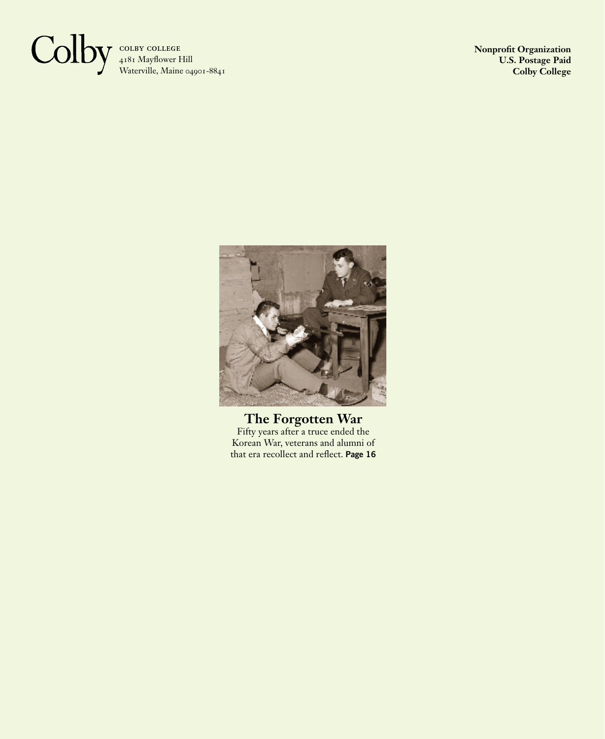Colby

COLBY COLLEGE
4181 Mayflower Hill
Waterville, Maine 04901-8841

**Nonprofit Organization**
**U.S. Postage Paid**
**Colby College**

## The Forgotten War

Fifty years after a truce ended the Korean War, veterans and alumni of that era recollect and reflect. **Page 16**